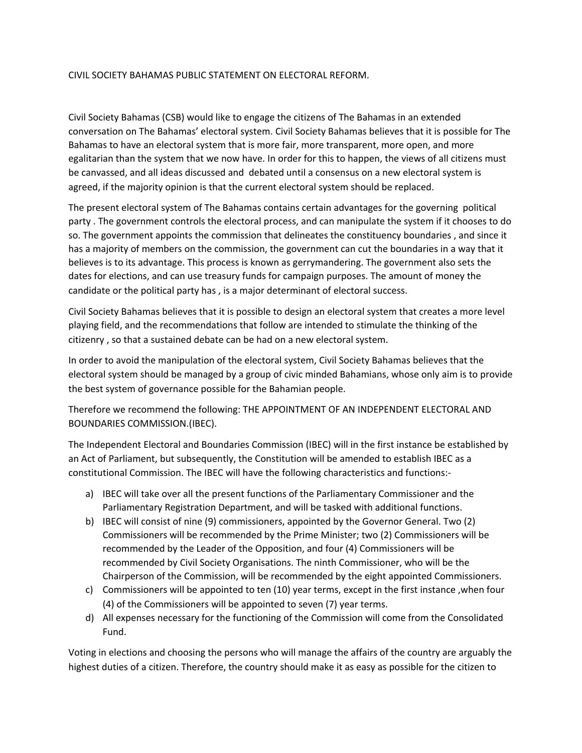# CIVIL SOCIETY BAHAMAS PUBLIC STATEMENT ON ELECTORAL REFORM.

Civil Society Bahamas (CSB) would like to engage the citizens of The Bahamas in an extended conversation on The Bahamas' electoral system. Civil Society Bahamas believes that it is possible for The Bahamas to have an electoral system that is more fair, more transparent, more open, and more egalitarian than the system that we now have. In order for this to happen, the views of all citizens must be canvassed, and all ideas discussed and debated until a consensus on a new electoral system is agreed, if the majority opinion is that the current electoral system should be replaced.

The present electoral system of The Bahamas contains certain advantages for the governing political party . The government controls the electoral process, and can manipulate the system if it chooses to do so. The government appoints the commission that delineates the constituency boundaries , and since it has a majority of members on the commission, the government can cut the boundaries in a way that it believes is to its advantage. This process is known as gerrymandering. The government also sets the dates for elections, and can use treasury funds for campaign purposes. The amount of money the candidate or the political party has , is a major determinant of electoral success.

Civil Society Bahamas believes that it is possible to design an electoral system that creates a more level playing field, and the recommendations that follow are intended to stimulate the thinking of the citizenry , so that a sustained debate can be had on a new electoral system.

In order to avoid the manipulation of the electoral system, Civil Society Bahamas believes that the electoral system should be managed by a group of civic minded Bahamians, whose only aim is to provide the best system of governance possible for the Bahamian people.

Therefore we recommend the following: THE APPOINTMENT OF AN INDEPENDENT ELECTORAL AND BOUNDARIES COMMISSION.(IBEC).

The Independent Electoral and Boundaries Commission (IBEC) will in the first instance be established by an Act of Parliament, but subsequently, the Constitution will be amended to establish IBEC as a constitutional Commission. The IBEC will have the following characteristics and functions:-

a) IBEC will take over all the present functions of the Parliamentary Commissioner and the Parliamentary Registration Department, and will be tasked with additional functions.
b) IBEC will consist of nine (9) commissioners, appointed by the Governor General. Two (2) Commissioners will be recommended by the Prime Minister; two (2) Commissioners will be recommended by the Leader of the Opposition, and four (4) Commissioners will be recommended by Civil Society Organisations. The ninth Commissioner, who will be the Chairperson of the Commission, will be recommended by the eight appointed Commissioners.
c) Commissioners will be appointed to ten (10) year terms, except in the first instance ,when four (4) of the Commissioners will be appointed to seven (7) year terms.
d) All expenses necessary for the functioning of the Commission will come from the Consolidated Fund.

Voting in elections and choosing the persons who will manage the affairs of the country are arguably the highest duties of a citizen. Therefore, the country should make it as easy as possible for the citizen to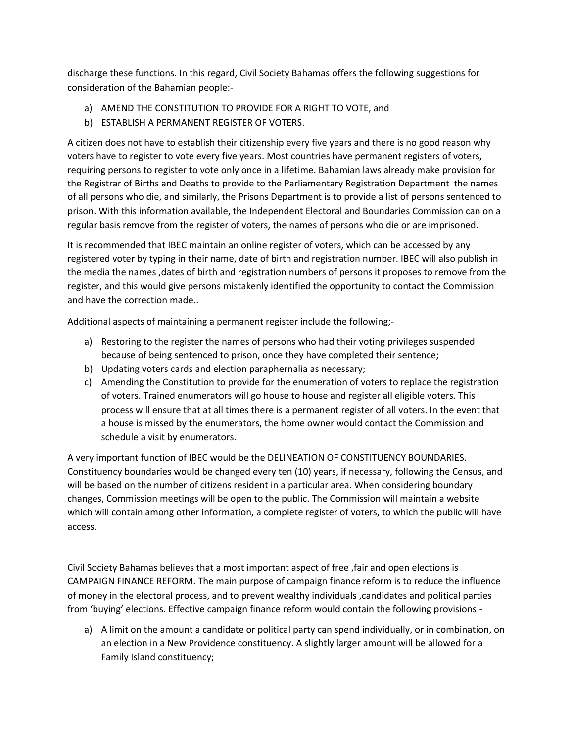discharge these functions. In this regard, Civil Society Bahamas offers the following suggestions for consideration of the Bahamian people:-

a) AMEND THE CONSTITUTION TO PROVIDE FOR A RIGHT TO VOTE, and
b) ESTABLISH A PERMANENT REGISTER OF VOTERS.

A citizen does not have to establish their citizenship every five years and there is no good reason why voters have to register to vote every five years. Most countries have permanent registers of voters, requiring persons to register to vote only once in a lifetime. Bahamian laws already make provision for the Registrar of Births and Deaths to provide to the Parliamentary Registration Department the names of all persons who die, and similarly, the Prisons Department is to provide a list of persons sentenced to prison. With this information available, the Independent Electoral and Boundaries Commission can on a regular basis remove from the register of voters, the names of persons who die or are imprisoned.

It is recommended that IBEC maintain an online register of voters, which can be accessed by any registered voter by typing in their name, date of birth and registration number. IBEC will also publish in the media the names ,dates of birth and registration numbers of persons it proposes to remove from the register, and this would give persons mistakenly identified the opportunity to contact the Commission and have the correction made..

Additional aspects of maintaining a permanent register include the following;-

a) Restoring to the register the names of persons who had their voting privileges suspended because of being sentenced to prison, once they have completed their sentence;
b) Updating voters cards and election paraphernalia as necessary;
c) Amending the Constitution to provide for the enumeration of voters to replace the registration of voters. Trained enumerators will go house to house and register all eligible voters. This process will ensure that at all times there is a permanent register of all voters. In the event that a house is missed by the enumerators, the home owner would contact the Commission and schedule a visit by enumerators.

A very important function of IBEC would be the DELINEATION OF CONSTITUENCY BOUNDARIES. Constituency boundaries would be changed every ten (10) years, if necessary, following the Census, and will be based on the number of citizens resident in a particular area. When considering boundary changes, Commission meetings will be open to the public. The Commission will maintain a website which will contain among other information, a complete register of voters, to which the public will have access.

Civil Society Bahamas believes that a most important aspect of free ,fair and open elections is CAMPAIGN FINANCE REFORM. The main purpose of campaign finance reform is to reduce the influence of money in the electoral process, and to prevent wealthy individuals ,candidates and political parties from 'buying' elections. Effective campaign finance reform would contain the following provisions:-

a) A limit on the amount a candidate or political party can spend individually, or in combination, on an election in a New Providence constituency. A slightly larger amount will be allowed for a Family Island constituency;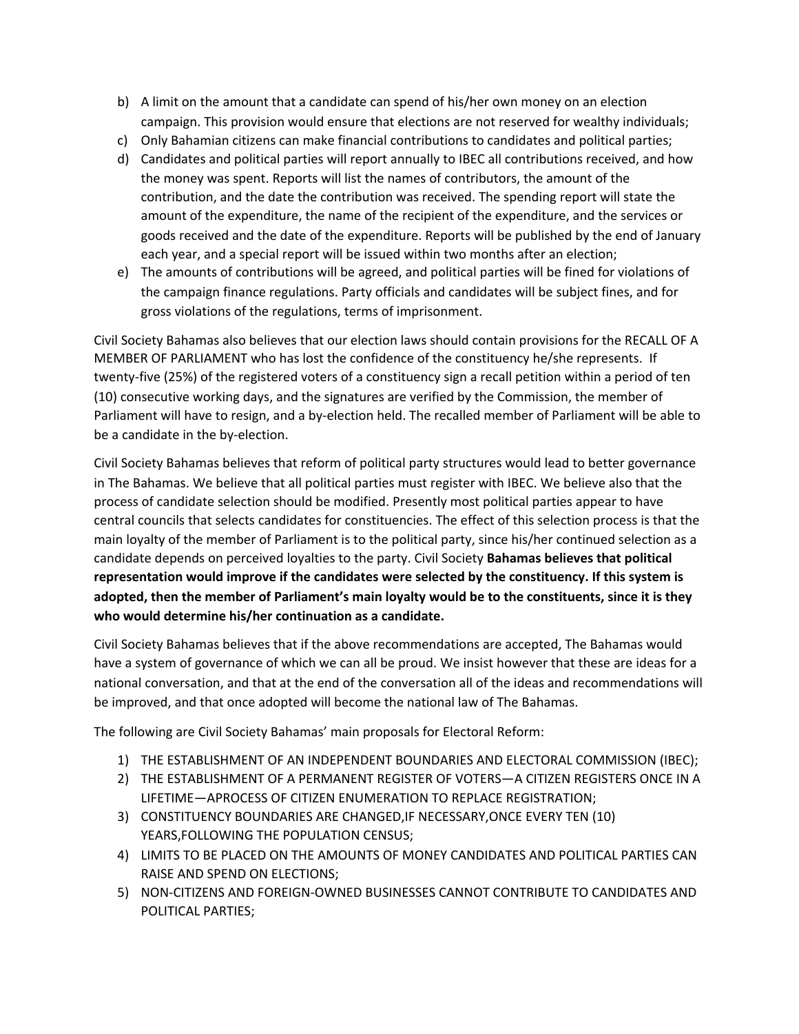b) A limit on the amount that a candidate can spend of his/her own money on an election campaign. This provision would ensure that elections are not reserved for wealthy individuals;
c) Only Bahamian citizens can make financial contributions to candidates and political parties;
d) Candidates and political parties will report annually to IBEC all contributions received, and how the money was spent. Reports will list the names of contributors, the amount of the contribution, and the date the contribution was received. The spending report will state the amount of the expenditure, the name of the recipient of the expenditure, and the services or goods received and the date of the expenditure. Reports will be published by the end of January each year, and a special report will be issued within two months after an election;
e) The amounts of contributions will be agreed, and political parties will be fined for violations of the campaign finance regulations. Party officials and candidates will be subject fines, and for gross violations of the regulations, terms of imprisonment.

Civil Society Bahamas also believes that our election laws should contain provisions for the RECALL OF A MEMBER OF PARLIAMENT who has lost the confidence of the constituency he/she represents. If twenty-five (25%) of the registered voters of a constituency sign a recall petition within a period of ten (10) consecutive working days, and the signatures are verified by the Commission, the member of Parliament will have to resign, and a by-election held. The recalled member of Parliament will be able to be a candidate in the by-election.

Civil Society Bahamas believes that reform of political party structures would lead to better governance in The Bahamas. We believe that all political parties must register with IBEC. We believe also that the process of candidate selection should be modified. Presently most political parties appear to have central councils that selects candidates for constituencies. The effect of this selection process is that the main loyalty of the member of Parliament is to the political party, since his/her continued selection as a candidate depends on perceived loyalties to the party. Civil Society **Bahamas believes that political representation would improve if the candidates were selected by the constituency. If this system is adopted, then the member of Parliament's main loyalty would be to the constituents, since it is they who would determine his/her continuation as a candidate.**

Civil Society Bahamas believes that if the above recommendations are accepted, The Bahamas would have a system of governance of which we can all be proud. We insist however that these are ideas for a national conversation, and that at the end of the conversation all of the ideas and recommendations will be improved, and that once adopted will become the national law of The Bahamas.

The following are Civil Society Bahamas' main proposals for Electoral Reform:

1) THE ESTABLISHMENT OF AN INDEPENDENT BOUNDARIES AND ELECTORAL COMMISSION (IBEC);
2) THE ESTABLISHMENT OF A PERMANENT REGISTER OF VOTERS—A CITIZEN REGISTERS ONCE IN A LIFETIME—APROCESS OF CITIZEN ENUMERATION TO REPLACE REGISTRATION;
3) CONSTITUENCY BOUNDARIES ARE CHANGED,IF NECESSARY,ONCE EVERY TEN (10) YEARS,FOLLOWING THE POPULATION CENSUS;
4) LIMITS TO BE PLACED ON THE AMOUNTS OF MONEY CANDIDATES AND POLITICAL PARTIES CAN RAISE AND SPEND ON ELECTIONS;
5) NON-CITIZENS AND FOREIGN-OWNED BUSINESSES CANNOT CONTRIBUTE TO CANDIDATES AND POLITICAL PARTIES;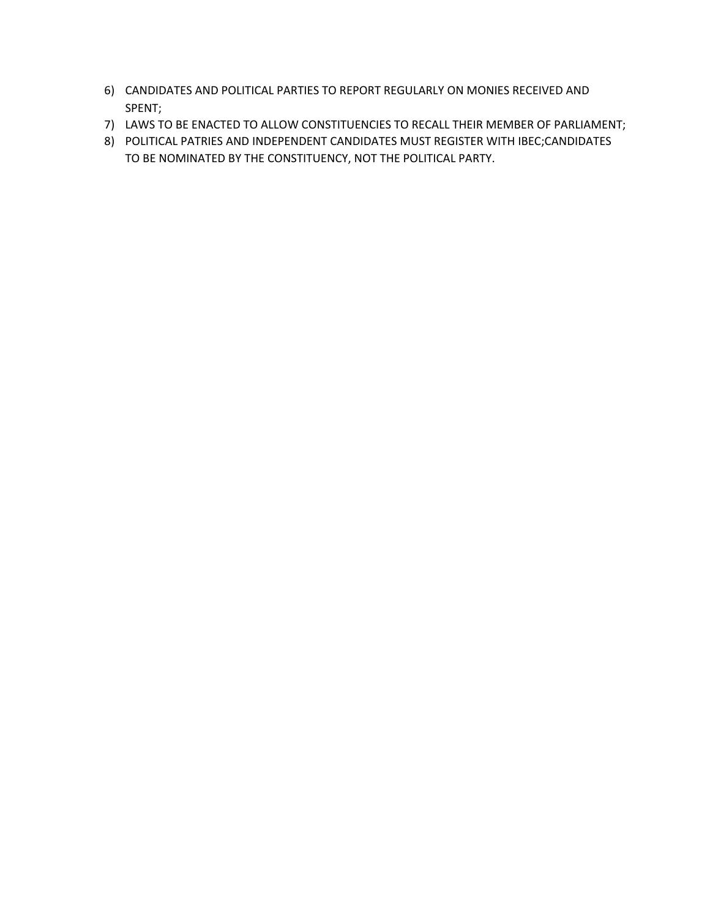6) CANDIDATES AND POLITICAL PARTIES TO REPORT REGULARLY ON MONIES RECEIVED AND SPENT;
7) LAWS TO BE ENACTED TO ALLOW CONSTITUENCIES TO RECALL THEIR MEMBER OF PARLIAMENT;
8) POLITICAL PATRIES AND INDEPENDENT CANDIDATES MUST REGISTER WITH IBEC;CANDIDATES TO BE NOMINATED BY THE CONSTITUENCY, NOT THE POLITICAL PARTY.